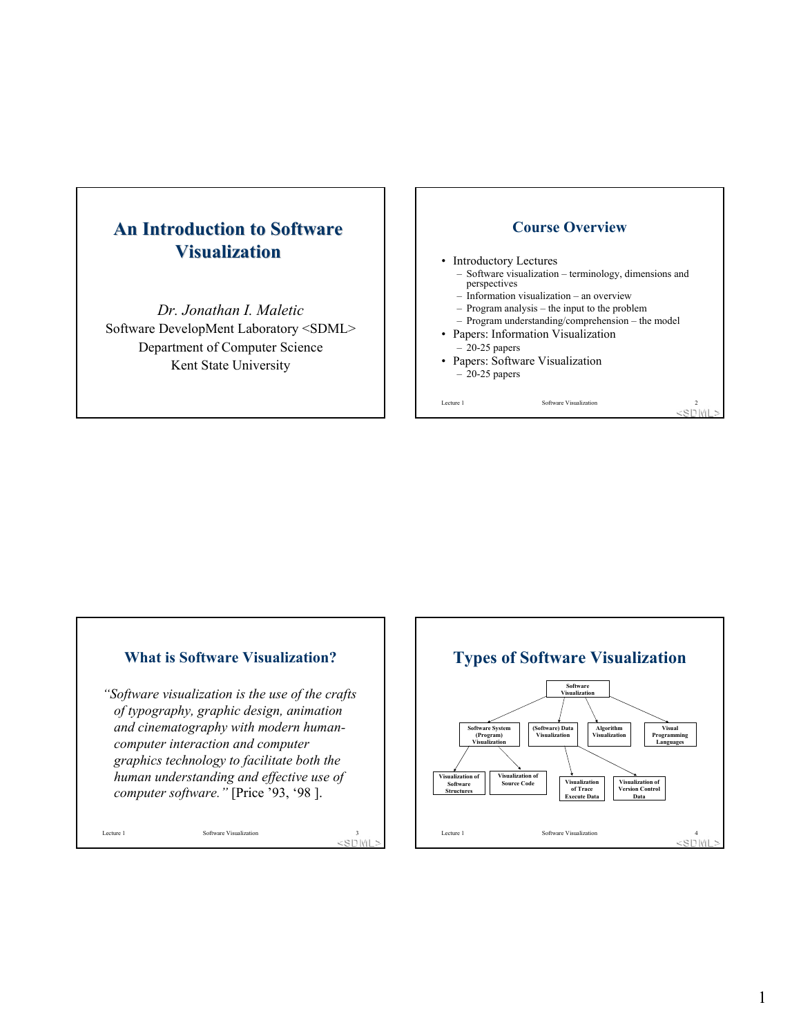# An Introduction to Software Visualization

*Dr. Jonathan I. Maletic*
Software DevelopMent Laboratory <SDML>
Department of Computer Science
Kent State University

## Course Overview

- Introductory Lectures
  - Software visualization – terminology, dimensions and perspectives
  - Information visualization – an overview
  - Program analysis – the input to the problem
  - Program understanding/comprehension – the model
- Papers: Information Visualization
  - 20-25 papers
- Papers: Software Visualization
  - 20-25 papers

## What is Software Visualization?

*"Software visualization is the use of the crafts of typography, graphic design, animation and cinematography with modern human-computer interaction and computer graphics technology to facilitate both the human understanding and effective use of computer software."* [Price '93, '98 ].

## Types of Software Visualization

Software Visualization

Software System (Program) Visualization

(Software) Data Visualization

Algorithm Visualization

Visual Programming Languages

Visualization of Software Structures

Visualization of Source Code

Visualization of Trace Execute Data

Visualization of Version Control Data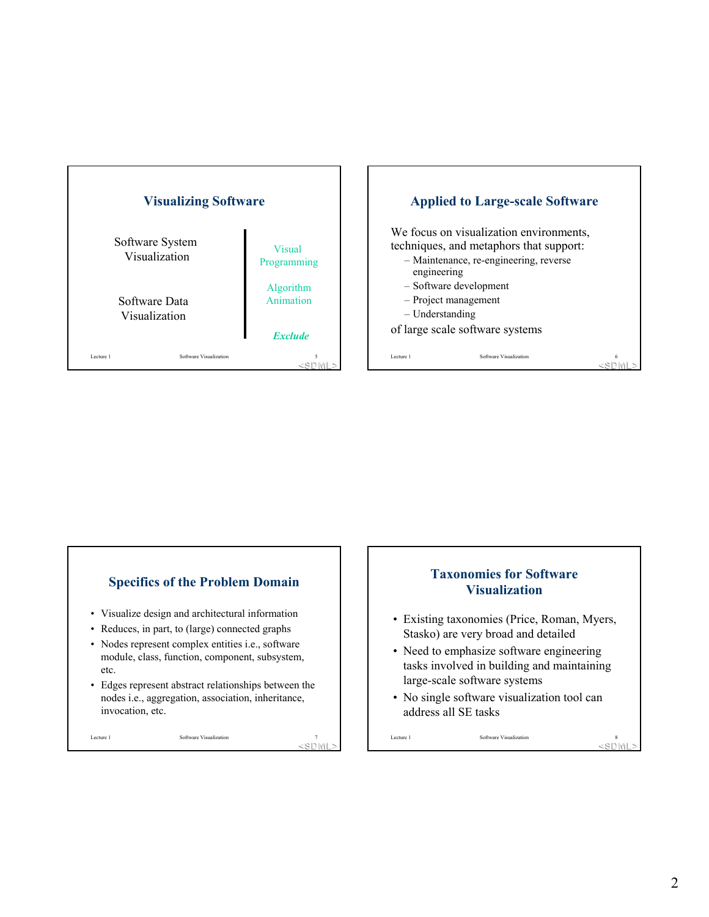## Visualizing Software

Software System Visualization

Software Data Visualization

Visual Programming

Algorithm Animation

*Exclude*

## Applied to Large-scale Software

We focus on visualization environments, techniques, and metaphors that support:

- Maintenance, re-engineering, reverse engineering
- Software development
- Project management
- Understanding

of large scale software systems

## Specifics of the Problem Domain

- Visualize design and architectural information
- Reduces, in part, to (large) connected graphs
- Nodes represent complex entities i.e., software module, class, function, component, subsystem, etc.
- Edges represent abstract relationships between the nodes i.e., aggregation, association, inheritance, invocation, etc.

## Taxonomies for Software Visualization

- Existing taxonomies (Price, Roman, Myers, Stasko) are very broad and detailed
- Need to emphasize software engineering tasks involved in building and maintaining large-scale software systems
- No single software visualization tool can address all SE tasks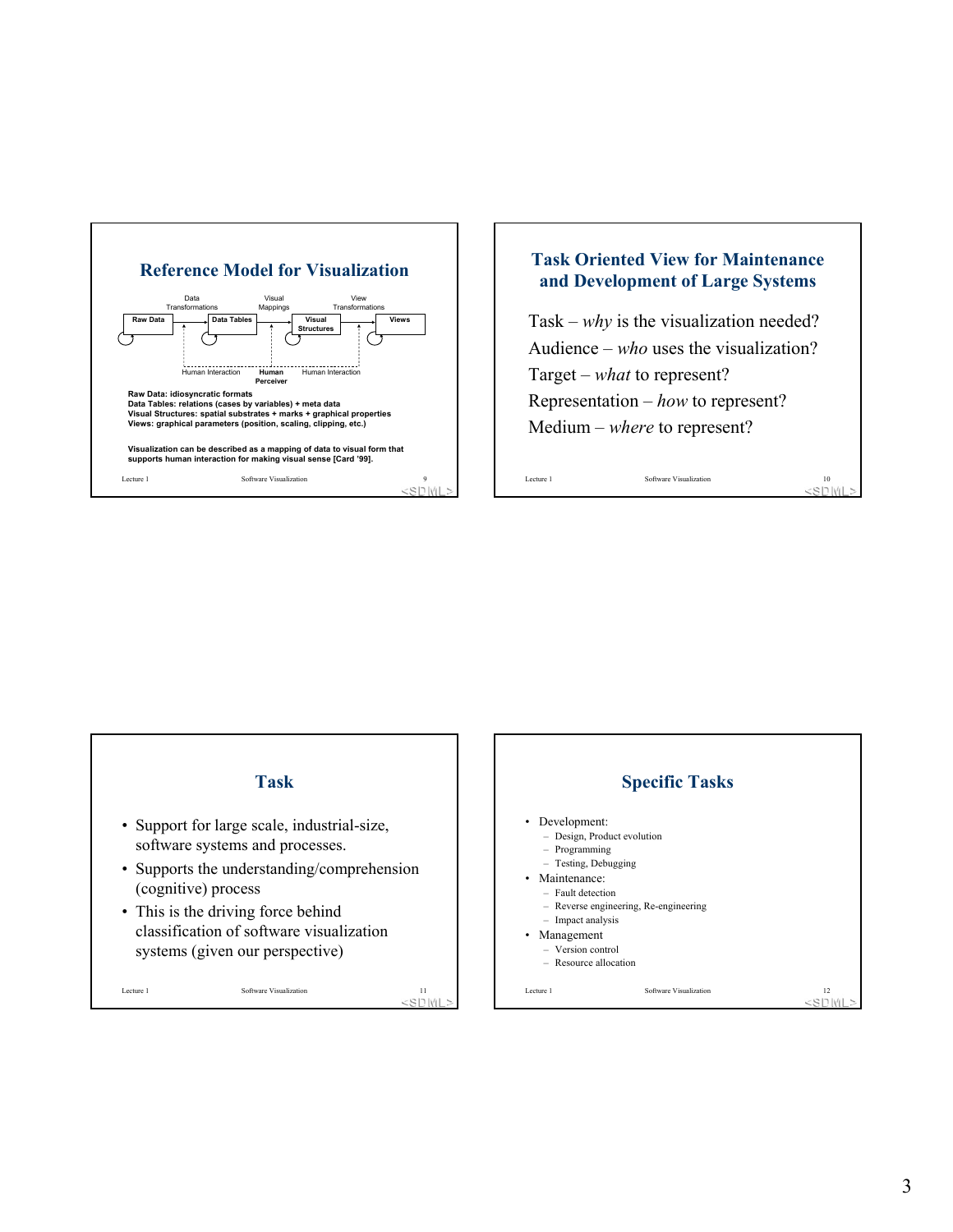## Reference Model for Visualization

Data Transformations

Visual Mappings

View Transformations

Raw Data

Data Tables

Visual Structures

Views

Human Interaction

Human Perceiver

Human Interaction

**Raw Data: idiosyncratic formats**
**Data Tables: relations (cases by variables) + meta data**
**Visual Structures: spatial substrates + marks + graphical properties**
**Views: graphical parameters (position, scaling, clipping, etc.)**

**Visualization can be described as a mapping of data to visual form that supports human interaction for making visual sense [Card '99].**

## Task Oriented View for Maintenance and Development of Large Systems

Task – *why* is the visualization needed?

Audience – *who* uses the visualization?

Target – *what* to represent?

Representation – *how* to represent?

Medium – *where* to represent?

## Task

- Support for large scale, industrial-size, software systems and processes.
- Supports the understanding/comprehension (cognitive) process
- This is the driving force behind classification of software visualization systems (given our perspective)

## Specific Tasks

- Development:
  - Design, Product evolution
  - Programming
  - Testing, Debugging
- Maintenance:
  - Fault detection
  - Reverse engineering, Re-engineering
  - Impact analysis
- Management
  - Version control
  - Resource allocation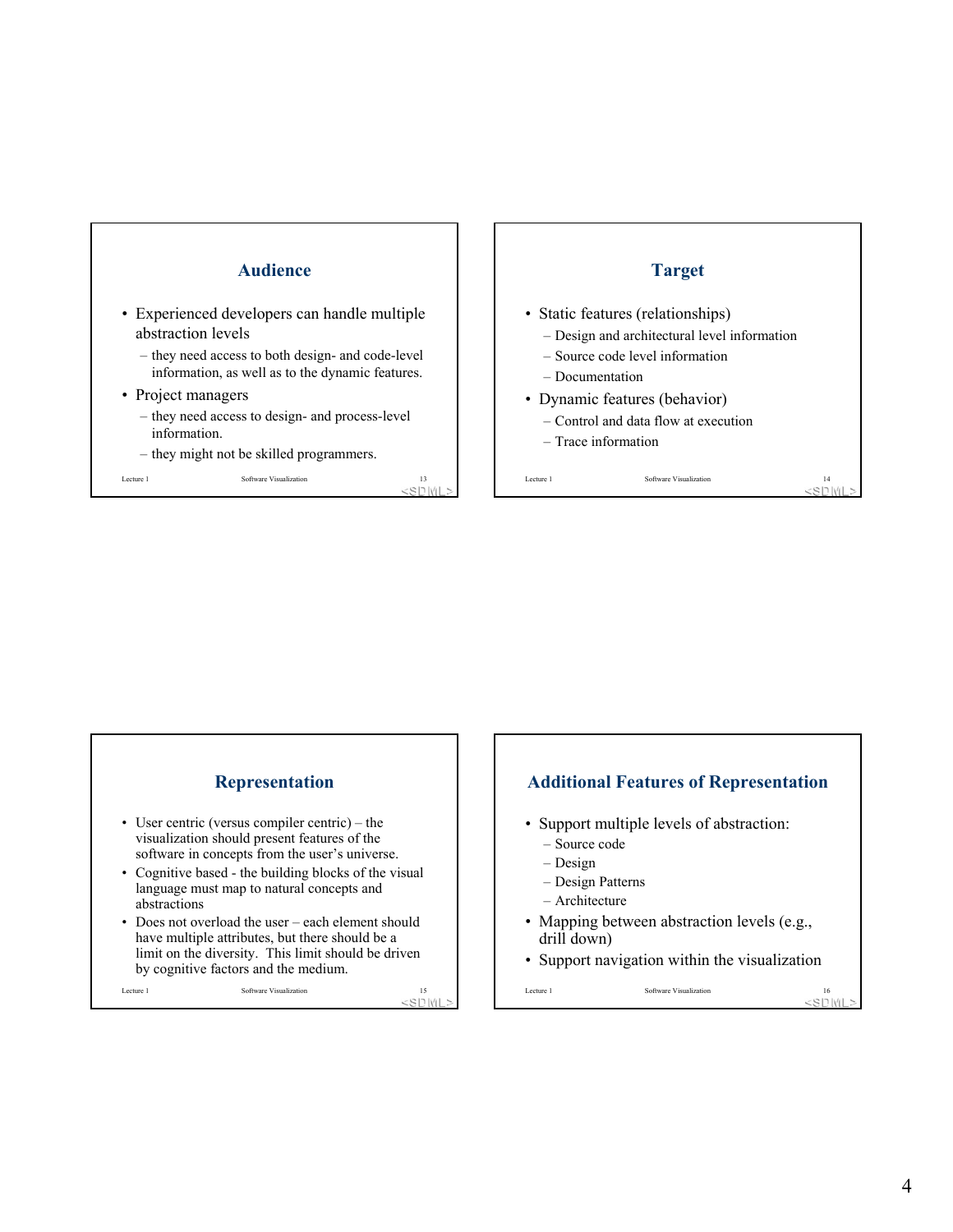## Audience

- Experienced developers can handle multiple abstraction levels
  - they need access to both design- and code-level information, as well as to the dynamic features.
- Project managers
  - they need access to design- and process-level information.
  - they might not be skilled programmers.

## Target

- Static features (relationships)
  - Design and architectural level information
  - Source code level information
  - Documentation
- Dynamic features (behavior)
  - Control and data flow at execution
  - Trace information

## Representation

- User centric (versus compiler centric) – the visualization should present features of the software in concepts from the user's universe.
- Cognitive based - the building blocks of the visual language must map to natural concepts and abstractions
- Does not overload the user – each element should have multiple attributes, but there should be a limit on the diversity. This limit should be driven by cognitive factors and the medium.

## Additional Features of Representation

- Support multiple levels of abstraction:
  - Source code
  - Design
  - Design Patterns
  - Architecture
- Mapping between abstraction levels (e.g., drill down)
- Support navigation within the visualization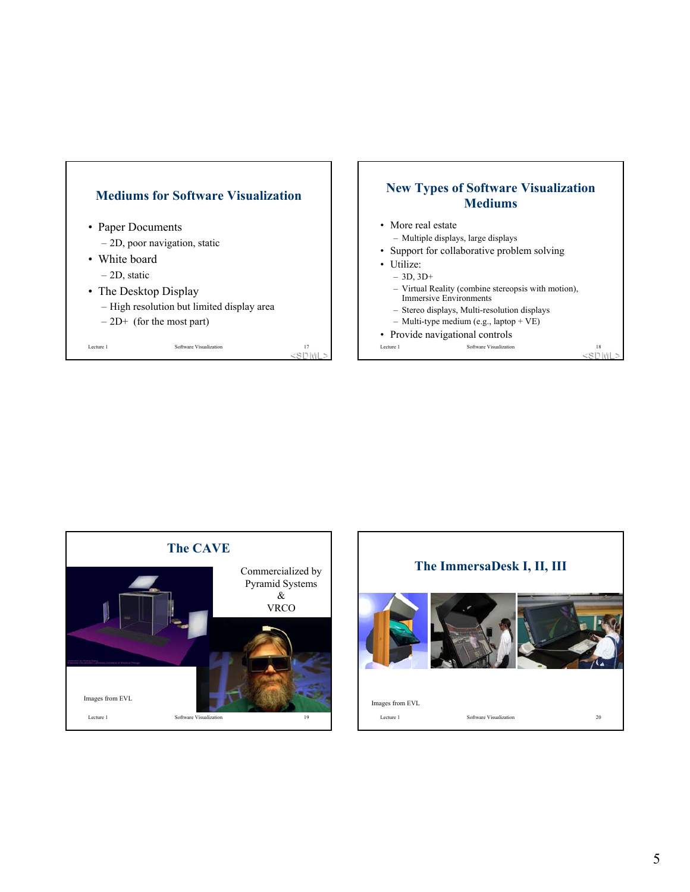## Mediums for Software Visualization

- Paper Documents
  - 2D, poor navigation, static
- White board
  - 2D, static
- The Desktop Display
  - High resolution but limited display area
  - 2D+ (for the most part)

## New Types of Software Visualization Mediums

- More real estate
  - Multiple displays, large displays
- Support for collaborative problem solving
- Utilize:
  - 3D, 3D+
  - Virtual Reality (combine stereopsis with motion), Immersive Environments
  - Stereo displays, Multi-resolution displays
  - Multi-type medium (e.g., laptop + VE)
- Provide navigational controls

## The CAVE

Commercialized by Pyramid Systems & VRCO

Images from EVL

## The ImmersaDesk I, II, III

Images from EVL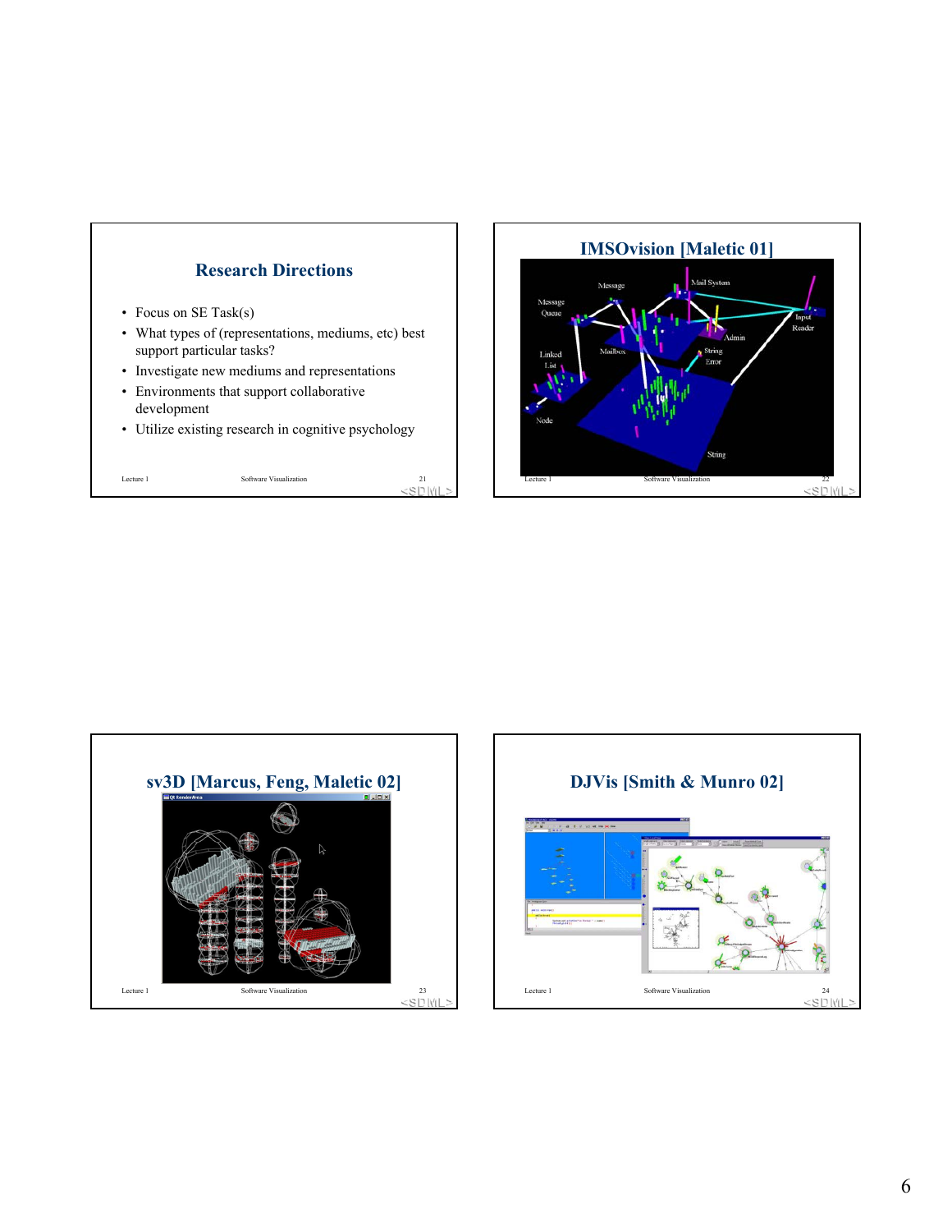## Research Directions

- Focus on SE Task(s)
- What types of (representations, mediums, etc) best support particular tasks?
- Investigate new mediums and representations
- Environments that support collaborative development
- Utilize existing research in cognitive psychology

## IMSOvision [Maletic 01]

Message
Mail System
Message Queue
Input Reader
Admin
Linked List
Mailbox
String Error
Node
String

## sv3D [Marcus, Feng, Maletic 02]

## DJVis [Smith & Munro 02]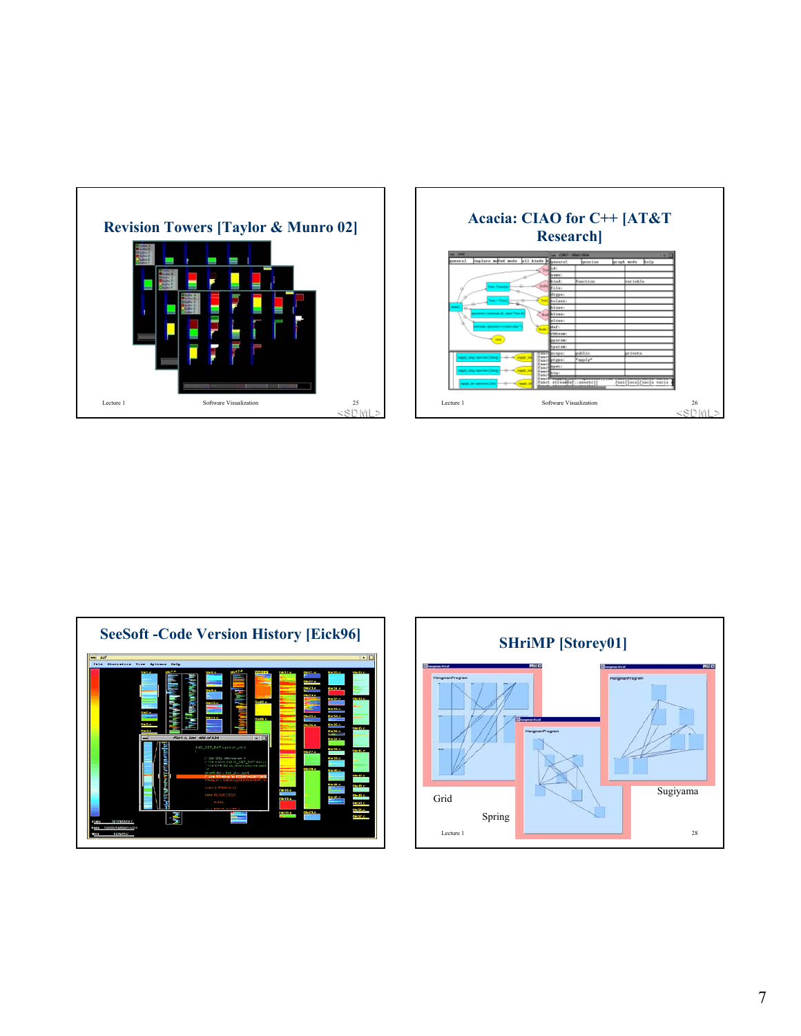## Revision Towers [Taylor & Munro 02]

## Acacia: CIAO for C++ [AT&T Research]

## SeeSoft -Code Version History [Eick96]

## SHriMP [Storey01]

Grid

Spring

Sugiyama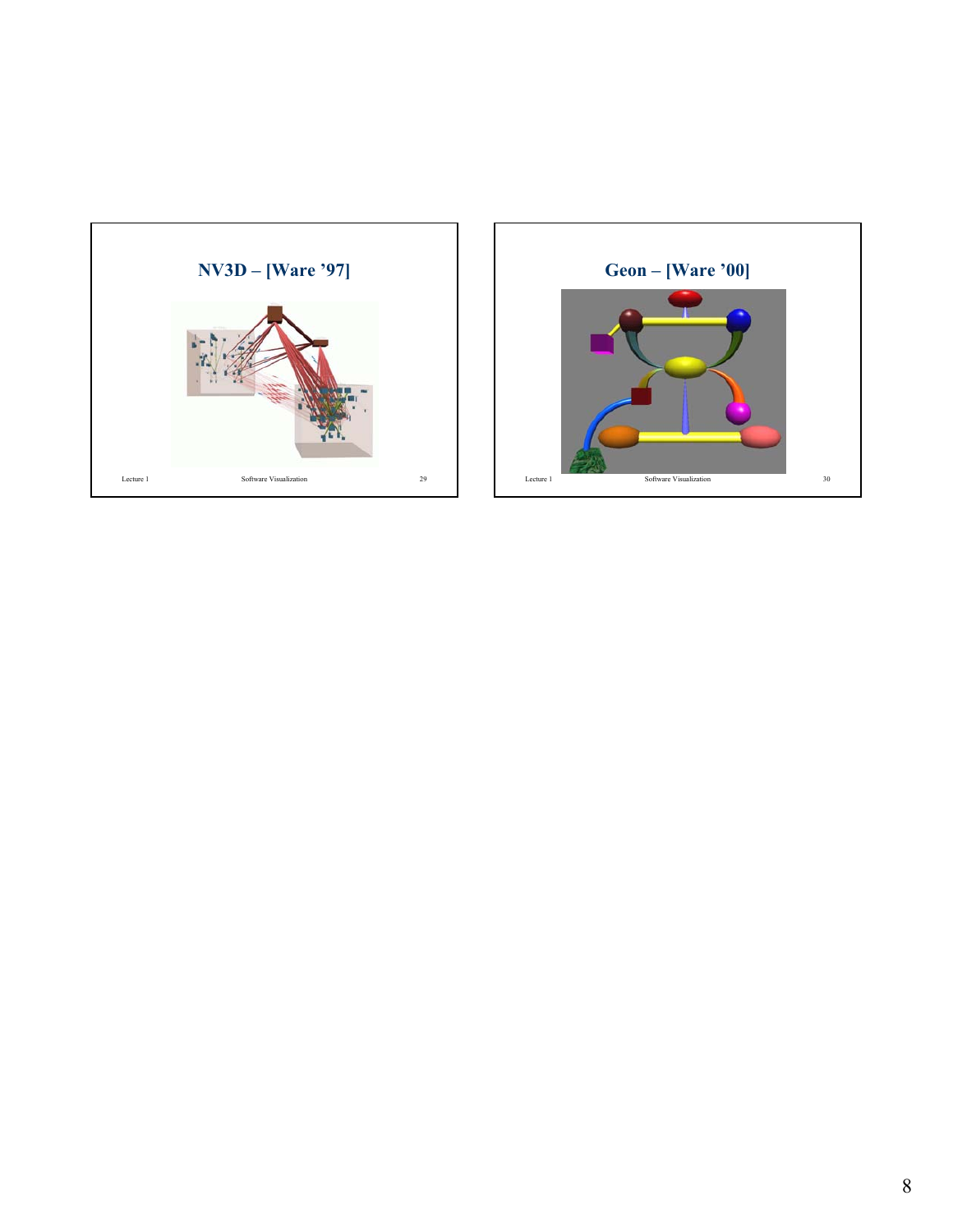## NV3D – [Ware '97]

## Geon – [Ware '00]